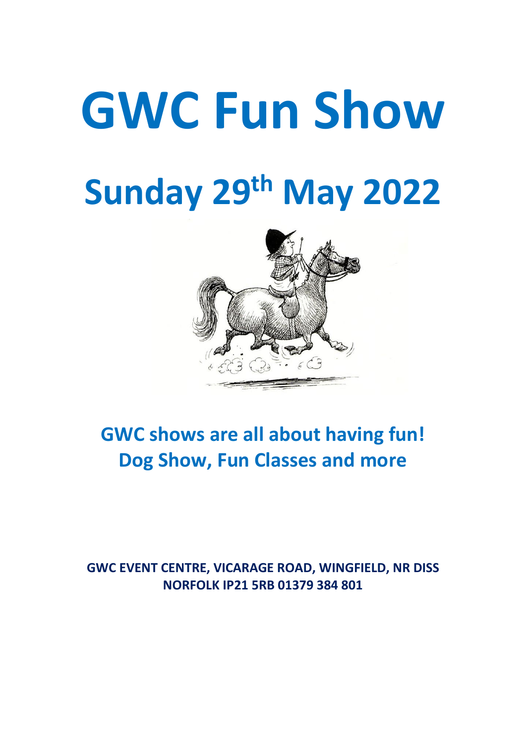# GWC Fun Show

# Sunday 29th May 2022

## GWC shows are all about having fun! Dog Show, Fun Classes and more

**GWC EVENT CENTRE, VICARAGE ROAD, WINGFIELD, NR DISS NORFOLK IP21 5RB 01379 384 801**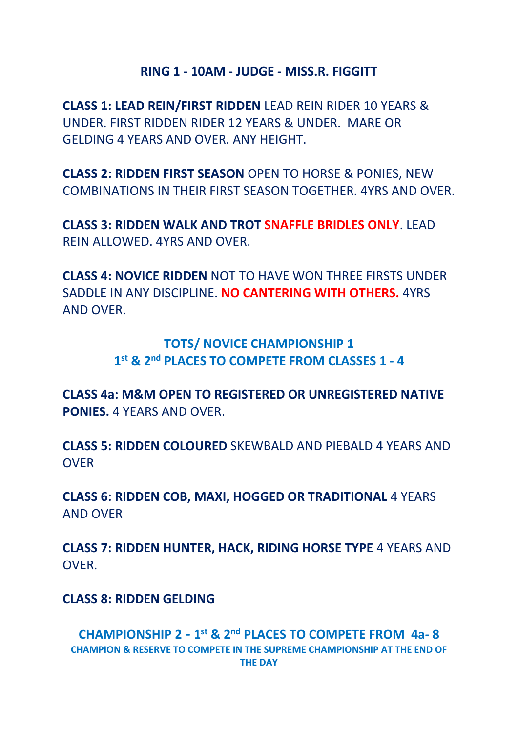## RING 1 - 10AM - JUDGE - MISS.R. FIGGITT

**CLASS 1: LEAD REIN/FIRST RIDDEN** LEAD REIN RIDER 10 YEARS & UNDER. FIRST RIDDEN RIDER 12 YEARS & UNDER. MARE OR GELDING 4 YEARS AND OVER. ANY HEIGHT.

**CLASS 2: RIDDEN FIRST SEASON** OPEN TO HORSE & PONIES, NEW COMBINATIONS IN THEIR FIRST SEASON TOGETHER. 4YRS AND OVER.

**CLASS 3: RIDDEN WALK AND TROT** **SNAFFLE BRIDLES ONLY**. LEAD REIN ALLOWED. 4YRS AND OVER.

**CLASS 4: NOVICE RIDDEN** NOT TO HAVE WON THREE FIRSTS UNDER SADDLE IN ANY DISCIPLINE. **NO CANTERING WITH OTHERS.** 4YRS AND OVER.

### TOTS/ NOVICE CHAMPIONSHIP 1
### 1st & 2nd PLACES TO COMPETE FROM CLASSES 1 - 4

**CLASS 4a: M&M OPEN TO REGISTERED OR UNREGISTERED NATIVE PONIES.** 4 YEARS AND OVER.

**CLASS 5: RIDDEN COLOURED** SKEWBALD AND PIEBALD 4 YEARS AND OVER

**CLASS 6: RIDDEN COB, MAXI, HOGGED OR TRADITIONAL** 4 YEARS AND OVER

**CLASS 7: RIDDEN HUNTER, HACK, RIDING HORSE TYPE** 4 YEARS AND OVER.

**CLASS 8: RIDDEN GELDING**

### CHAMPIONSHIP 2 - 1st & 2nd PLACES TO COMPETE FROM 4a- 8

**CHAMPION & RESERVE TO COMPETE IN THE SUPREME CHAMPIONSHIP AT THE END OF THE DAY**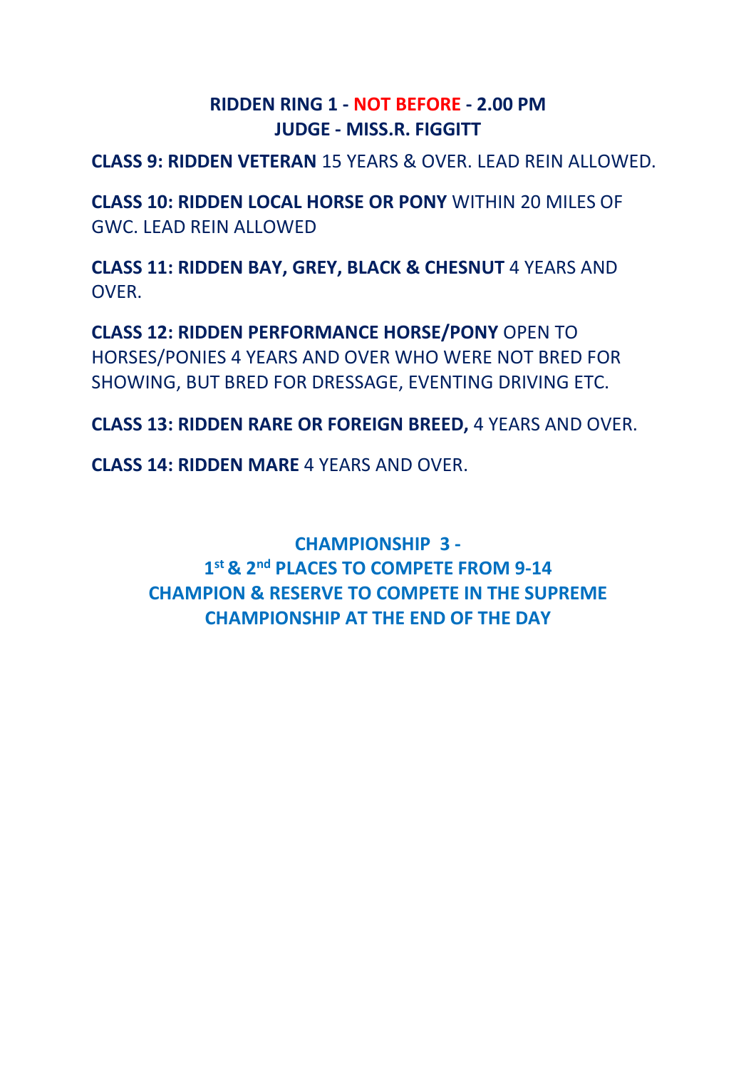## RIDDEN RING 1 - NOT BEFORE - 2.00 PM
## JUDGE - MISS.R. FIGGITT

**CLASS 9: RIDDEN VETERAN** 15 YEARS & OVER. LEAD REIN ALLOWED.

**CLASS 10: RIDDEN LOCAL HORSE OR PONY** WITHIN 20 MILES OF GWC. LEAD REIN ALLOWED

**CLASS 11: RIDDEN BAY, GREY, BLACK & CHESNUT** 4 YEARS AND OVER.

**CLASS 12: RIDDEN PERFORMANCE HORSE/PONY** OPEN TO HORSES/PONIES 4 YEARS AND OVER WHO WERE NOT BRED FOR SHOWING, BUT BRED FOR DRESSAGE, EVENTING DRIVING ETC.

**CLASS 13: RIDDEN RARE OR FOREIGN BREED,** 4 YEARS AND OVER.

**CLASS 14: RIDDEN MARE** 4 YEARS AND OVER.

**CHAMPIONSHIP 3 -**
**1st & 2nd PLACES TO COMPETE FROM 9-14**
**CHAMPION & RESERVE TO COMPETE IN THE SUPREME CHAMPIONSHIP AT THE END OF THE DAY**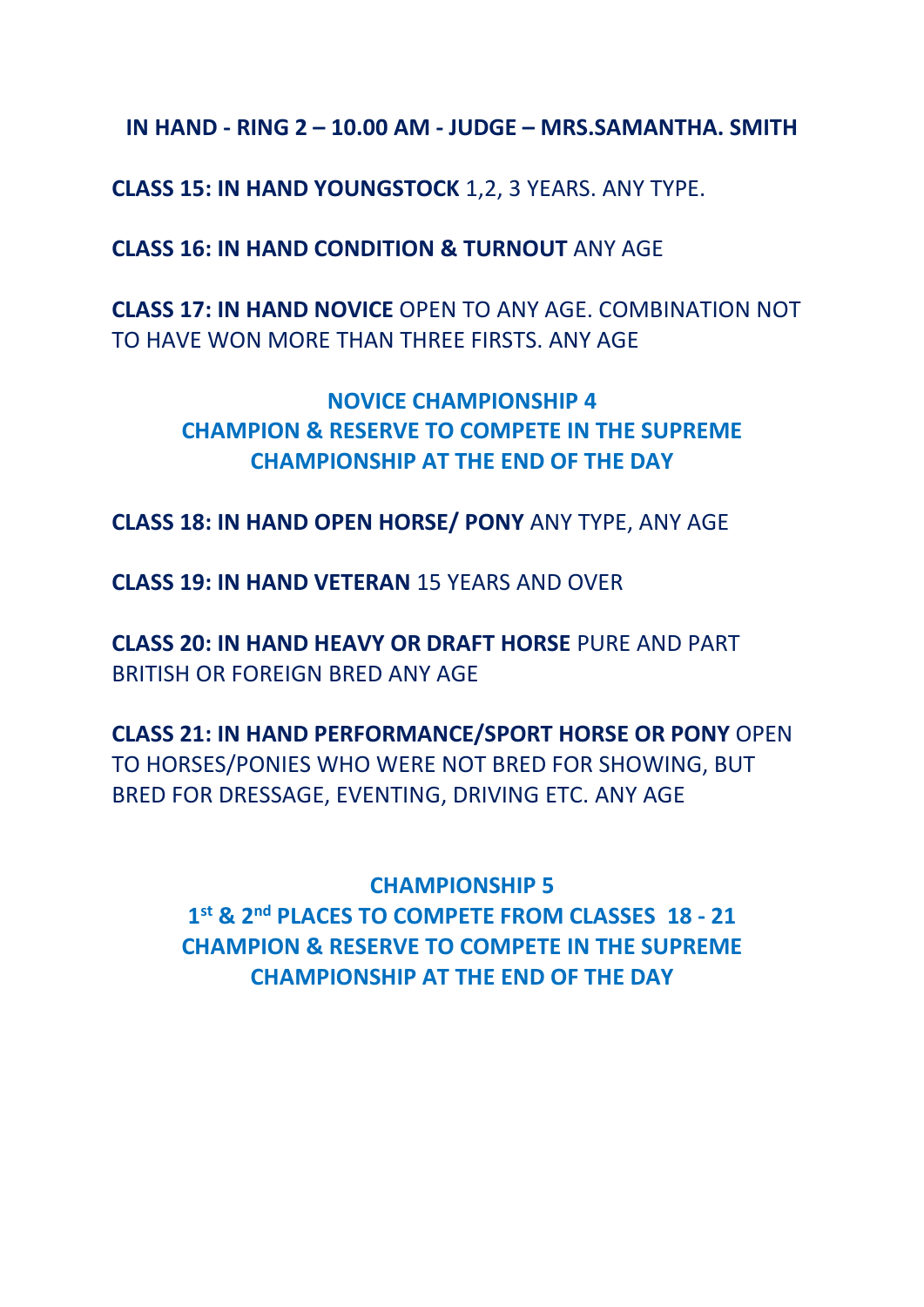## IN HAND - RING 2 – 10.00 AM - JUDGE – MRS.SAMANTHA. SMITH

**CLASS 15: IN HAND YOUNGSTOCK** 1,2, 3 YEARS. ANY TYPE.

**CLASS 16: IN HAND CONDITION & TURNOUT** ANY AGE

**CLASS 17: IN HAND NOVICE** OPEN TO ANY AGE. COMBINATION NOT TO HAVE WON MORE THAN THREE FIRSTS. ANY AGE

**NOVICE CHAMPIONSHIP 4**
**CHAMPION & RESERVE TO COMPETE IN THE SUPREME CHAMPIONSHIP AT THE END OF THE DAY**

**CLASS 18: IN HAND OPEN HORSE/ PONY** ANY TYPE, ANY AGE

**CLASS 19: IN HAND VETERAN** 15 YEARS AND OVER

**CLASS 20: IN HAND HEAVY OR DRAFT HORSE** PURE AND PART BRITISH OR FOREIGN BRED ANY AGE

**CLASS 21: IN HAND PERFORMANCE/SPORT HORSE OR PONY** OPEN TO HORSES/PONIES WHO WERE NOT BRED FOR SHOWING, BUT BRED FOR DRESSAGE, EVENTING, DRIVING ETC. ANY AGE

**CHAMPIONSHIP 5**
**1st & 2nd PLACES TO COMPETE FROM CLASSES 18 - 21**
**CHAMPION & RESERVE TO COMPETE IN THE SUPREME CHAMPIONSHIP AT THE END OF THE DAY**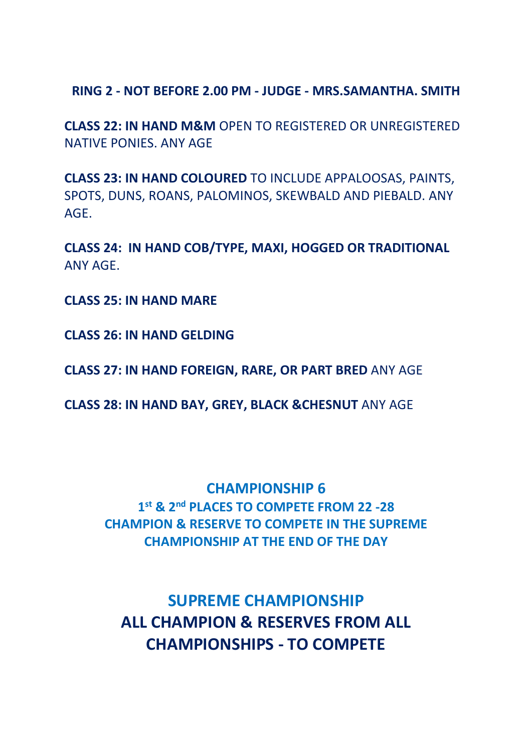**RING 2 - NOT BEFORE 2.00 PM - JUDGE - MRS.SAMANTHA. SMITH**

**CLASS 22: IN HAND M&M** OPEN TO REGISTERED OR UNREGISTERED NATIVE PONIES. ANY AGE

**CLASS 23: IN HAND COLOURED** TO INCLUDE APPALOOSAS, PAINTS, SPOTS, DUNS, ROANS, PALOMINOS, SKEWBALD AND PIEBALD. ANY AGE.

**CLASS 24: IN HAND COB/TYPE, MAXI, HOGGED OR TRADITIONAL** ANY AGE.

**CLASS 25: IN HAND MARE**

**CLASS 26: IN HAND GELDING**

**CLASS 27: IN HAND FOREIGN, RARE, OR PART BRED** ANY AGE

**CLASS 28: IN HAND BAY, GREY, BLACK &CHESNUT** ANY AGE

## CHAMPIONSHIP 6

**1st & 2nd PLACES TO COMPETE FROM 22 -28**
**CHAMPION & RESERVE TO COMPETE IN THE SUPREME CHAMPIONSHIP AT THE END OF THE DAY**

## SUPREME CHAMPIONSHIP

**ALL CHAMPION & RESERVES FROM ALL CHAMPIONSHIPS - TO COMPETE**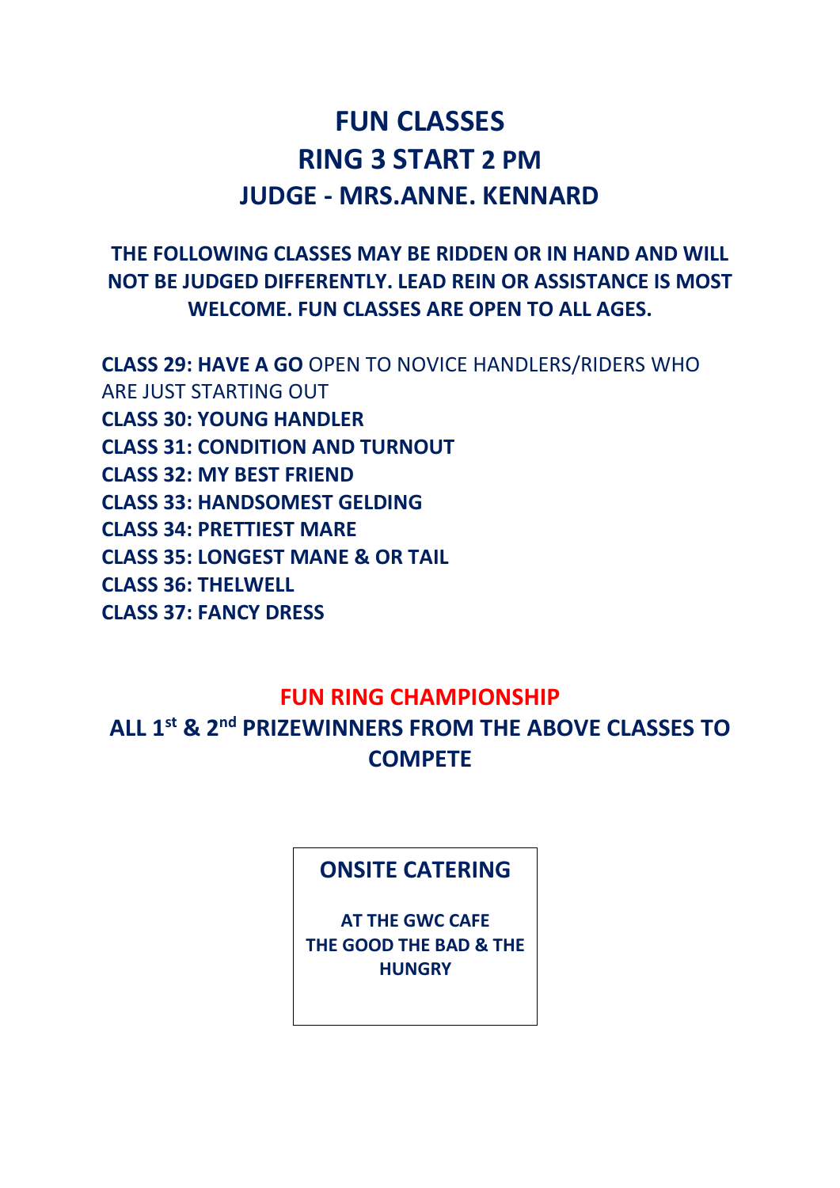# FUN CLASSES
# RING 3 START 2 PM
# JUDGE - MRS.ANNE. KENNARD

**THE FOLLOWING CLASSES MAY BE RIDDEN OR IN HAND AND WILL NOT BE JUDGED DIFFERENTLY. LEAD REIN OR ASSISTANCE IS MOST WELCOME. FUN CLASSES ARE OPEN TO ALL AGES.**

**CLASS 29: HAVE A GO** OPEN TO NOVICE HANDLERS/RIDERS WHO ARE JUST STARTING OUT
**CLASS 30: YOUNG HANDLER**
**CLASS 31: CONDITION AND TURNOUT**
**CLASS 32: MY BEST FRIEND**
**CLASS 33: HANDSOMEST GELDING**
**CLASS 34: PRETTIEST MARE**
**CLASS 35: LONGEST MANE & OR TAIL**
**CLASS 36: THELWELL**
**CLASS 37: FANCY DRESS**

## FUN RING CHAMPIONSHIP

**ALL 1st & 2nd PRIZEWINNERS FROM THE ABOVE CLASSES TO COMPETE**

### ONSITE CATERING

**AT THE GWC CAFE THE GOOD THE BAD & THE HUNGRY**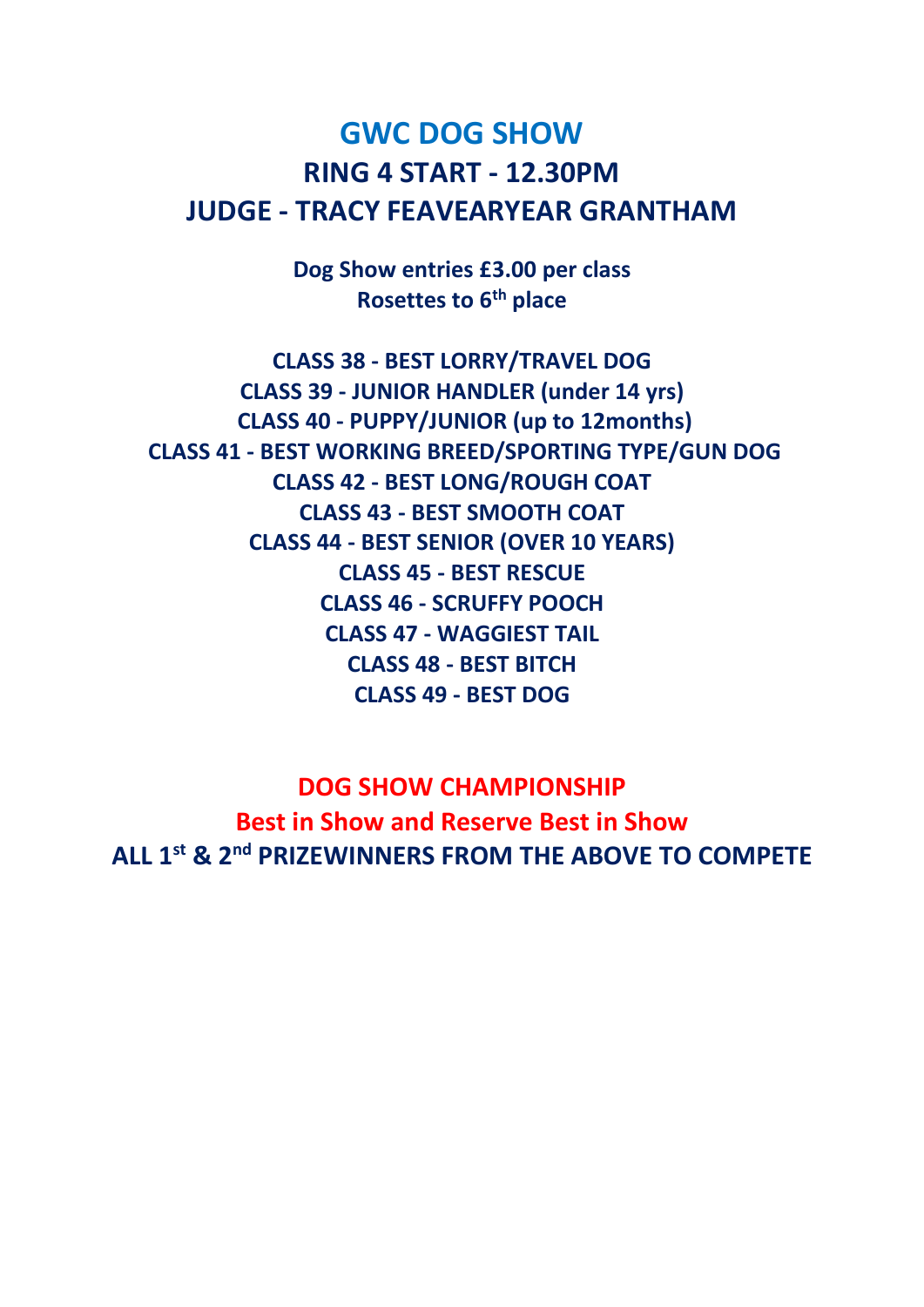# GWC DOG SHOW

## RING 4 START - 12.30PM

## JUDGE - TRACY FEAVEARYEAR GRANTHAM

**Dog Show entries £3.00 per class**
**Rosettes to 6th place**

**CLASS 38 - BEST LORRY/TRAVEL DOG**
**CLASS 39 - JUNIOR HANDLER (under 14 yrs)**
**CLASS 40 - PUPPY/JUNIOR (up to 12months)**
**CLASS 41 - BEST WORKING BREED/SPORTING TYPE/GUN DOG**
**CLASS 42 - BEST LONG/ROUGH COAT**
**CLASS 43 - BEST SMOOTH COAT**
**CLASS 44 - BEST SENIOR (OVER 10 YEARS)**
**CLASS 45 - BEST RESCUE**
**CLASS 46 - SCRUFFY POOCH**
**CLASS 47 - WAGGIEST TAIL**
**CLASS 48 - BEST BITCH**
**CLASS 49 - BEST DOG**

## DOG SHOW CHAMPIONSHIP

**Best in Show and Reserve Best in Show**

**ALL 1st & 2nd PRIZEWINNERS FROM THE ABOVE TO COMPETE**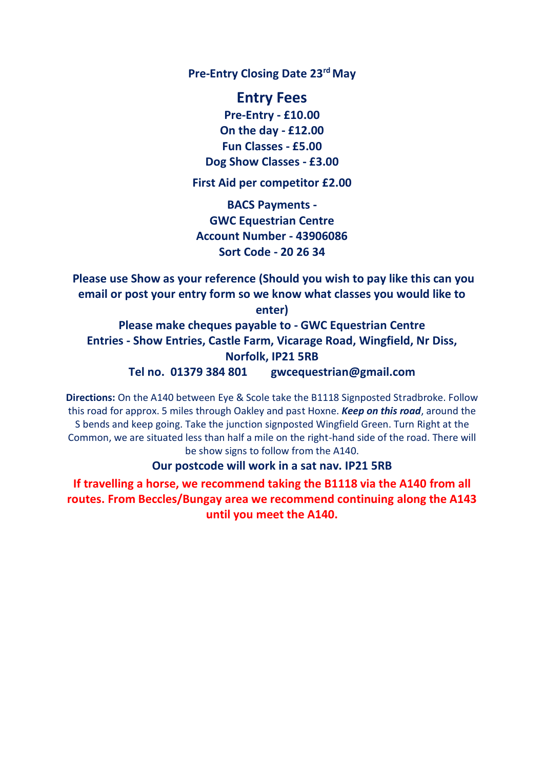**Pre-Entry Closing Date 23rd May**

## Entry Fees

**Pre-Entry - £10.00**

**On the day - £12.00**

**Fun Classes - £5.00**

**Dog Show Classes - £3.00**

**First Aid per competitor £2.00**

**BACS Payments -**
**GWC Equestrian Centre**
**Account Number - 43906086**
**Sort Code - 20 26 34**

**Please use Show as your reference (Should you wish to pay like this can you email or post your entry form so we know what classes you would like to enter)**

**Please make cheques payable to - GWC Equestrian Centre**

**Entries - Show Entries, Castle Farm, Vicarage Road, Wingfield, Nr Diss, Norfolk, IP21 5RB**

**Tel no. 01379 384 801 gwcequestrian@gmail.com**

**Directions:** On the A140 between Eye & Scole take the B1118 Signposted Stradbroke. Follow this road for approx. 5 miles through Oakley and past Hoxne. ***Keep on this road***, around the S bends and keep going. Take the junction signposted Wingfield Green. Turn Right at the Common, we are situated less than half a mile on the right-hand side of the road. There will be show signs to follow from the A140.

**Our postcode will work in a sat nav. IP21 5RB**

**If travelling a horse, we recommend taking the B1118 via the A140 from all routes. From Beccles/Bungay area we recommend continuing along the A143 until you meet the A140.**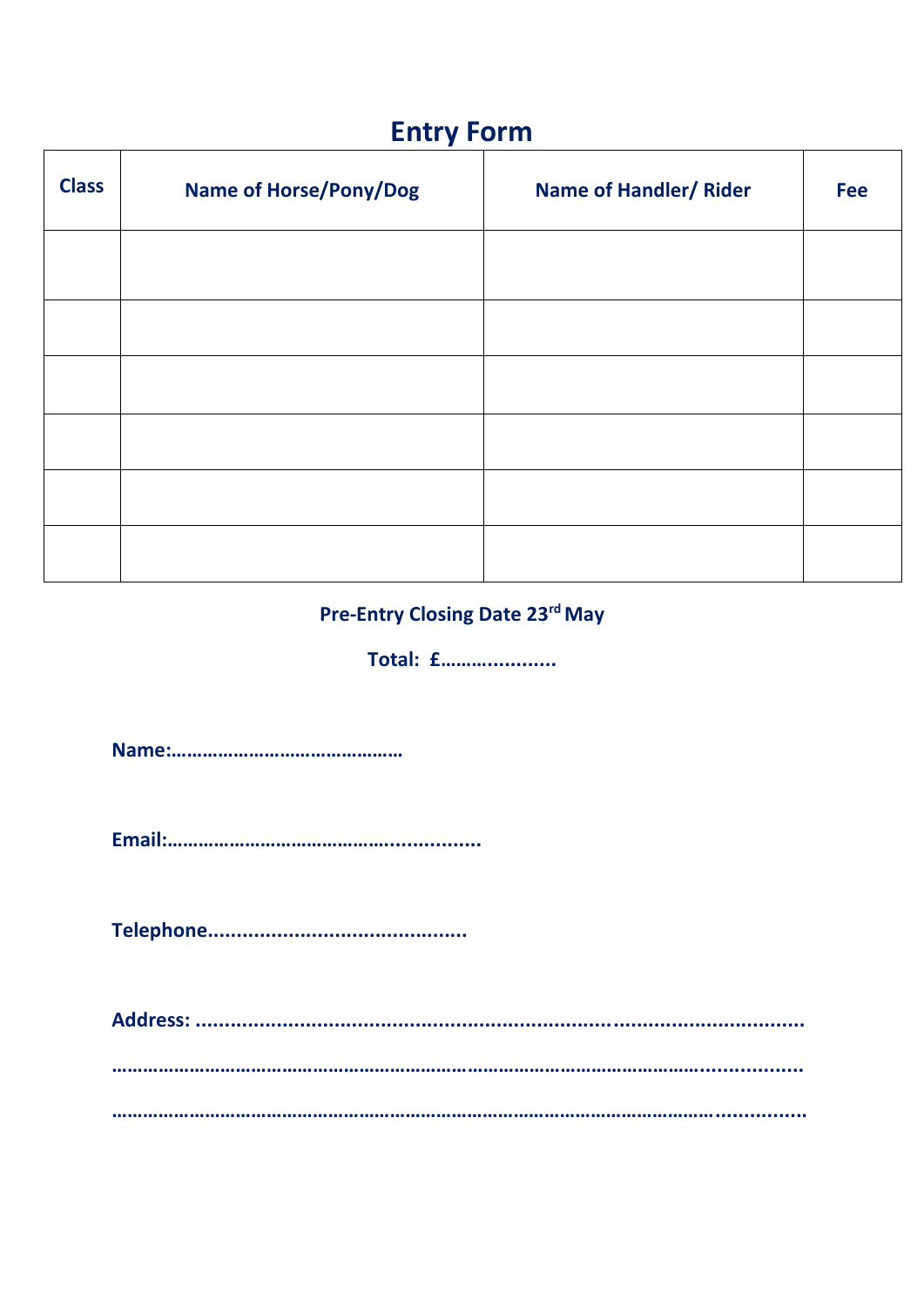# Entry Form

| Class | Name of Horse/Pony/Dog | Name of Handler/ Rider | Fee |
|---|---|---|---|
| | | | |
| | | | |
| | | | |
| | | | |
| | | | |
| | | | |

**Pre-Entry Closing Date 23rd May**

**Total: £…………………..**

**Name:………………………………………**

**Email:…………………………………………………..**

**Telephone…………………………………….**

**Address: ………………………………………………………………………………………………..**

**………………………………………………………………………………………………………………**

**………………………………………………………………………………………………………………**